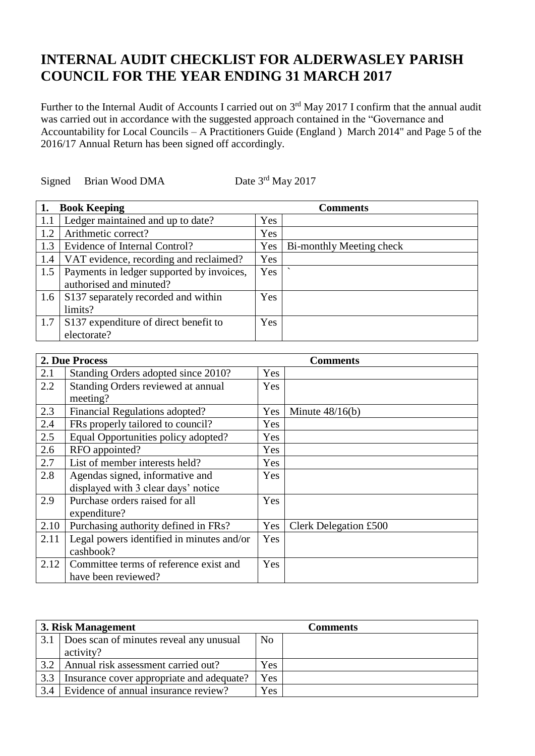# INTERNAL AUDIT CHECKLIST FOR ALDERWASLEY PARISH COUNCIL FOR THE YEAR ENDING 31 MARCH 2017

Further to the Internal Audit of Accounts I carried out on 3rd May 2017 I confirm that the annual audit was carried out in accordance with the suggested approach contained in the "Governance and Accountability for Local Councils – A Practitioners Guide (England ) March 2014" and Page 5 of the 2016/17 Annual Return has been signed off accordingly.

Signed Brian Wood DMA Date 3rd May 2017

| 1. | Book Keeping | | Comments |
|---|---|---|---|
| 1.1 | Ledger maintained and up to date? | Yes | |
| 1.2 | Arithmetic correct? | Yes | |
| 1.3 | Evidence of Internal Control? | Yes | Bi-monthly Meeting check |
| 1.4 | VAT evidence, recording and reclaimed? | Yes | |
| 1.5 | Payments in ledger supported by invoices, authorised and minuted? | Yes | ` |
| 1.6 | S137 separately recorded and within limits? | Yes | |
| 1.7 | S137 expenditure of direct benefit to electorate? | Yes | |

| 2. | Due Process | | Comments |
|---|---|---|---|
| 2.1 | Standing Orders adopted since 2010? | Yes | |
| 2.2 | Standing Orders reviewed at annual meeting? | Yes | |
| 2.3 | Financial Regulations adopted? | Yes | Minute 48/16(b) |
| 2.4 | FRs properly tailored to council? | Yes | |
| 2.5 | Equal Opportunities policy adopted? | Yes | |
| 2.6 | RFO appointed? | Yes | |
| 2.7 | List of member interests held? | Yes | |
| 2.8 | Agendas signed, informative and displayed with 3 clear days' notice | Yes | |
| 2.9 | Purchase orders raised for all expenditure? | Yes | |
| 2.10 | Purchasing authority defined in FRs? | Yes | Clerk Delegation £500 |
| 2.11 | Legal powers identified in minutes and/or cashbook? | Yes | |
| 2.12 | Committee terms of reference exist and have been reviewed? | Yes | |

| 3. | Risk Management | | Comments |
|---|---|---|---|
| 3.1 | Does scan of minutes reveal any unusual activity? | No | |
| 3.2 | Annual risk assessment carried out? | Yes | |
| 3.3 | Insurance cover appropriate and adequate? | Yes | |
| 3.4 | Evidence of annual insurance review? | Yes | |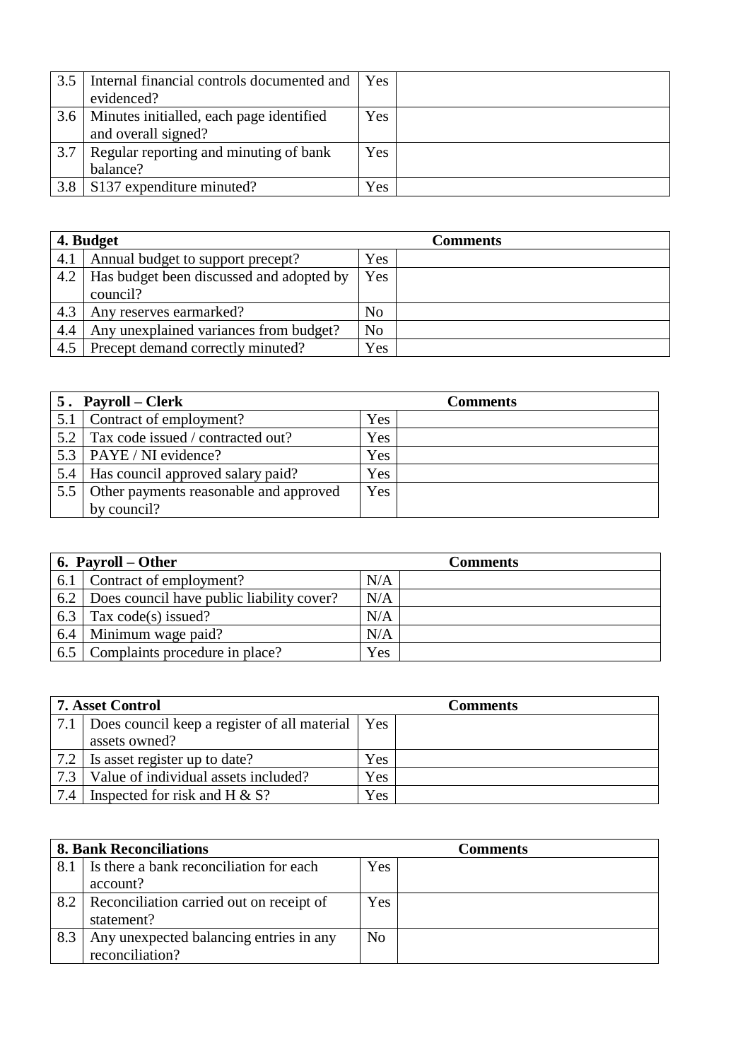| 3.5 | Internal financial controls documented and evidenced? | Yes | |
|---|---|---|---|
| 3.6 | Minutes initialled, each page identified and overall signed? | Yes | |
| 3.7 | Regular reporting and minuting of bank balance? | Yes | |
| 3.8 | S137 expenditure minuted? | Yes | |

| **4. Budget** | | | **Comments** |
|---|---|---|---|
| 4.1 | Annual budget to support precept? | Yes | |
| 4.2 | Has budget been discussed and adopted by council? | Yes | |
| 4.3 | Any reserves earmarked? | No | |
| 4.4 | Any unexplained variances from budget? | No | |
| 4.5 | Precept demand correctly minuted? | Yes | |

| **5 . Payroll – Clerk** | | | **Comments** |
|---|---|---|---|
| 5.1 | Contract of employment? | Yes | |
| 5.2 | Tax code issued / contracted out? | Yes | |
| 5.3 | PAYE / NI evidence? | Yes | |
| 5.4 | Has council approved salary paid? | Yes | |
| 5.5 | Other payments reasonable and approved by council? | Yes | |

| **6. Payroll – Other** | | | **Comments** |
|---|---|---|---|
| 6.1 | Contract of employment? | N/A | |
| 6.2 | Does council have public liability cover? | N/A | |
| 6.3 | Tax code(s) issued? | N/A | |
| 6.4 | Minimum wage paid? | N/A | |
| 6.5 | Complaints procedure in place? | Yes | |

| **7. Asset Control** | | | **Comments** |
|---|---|---|---|
| 7.1 | Does council keep a register of all material assets owned? | Yes | |
| 7.2 | Is asset register up to date? | Yes | |
| 7.3 | Value of individual assets included? | Yes | |
| 7.4 | Inspected for risk and H & S? | Yes | |

| **8. Bank Reconciliations** | | | **Comments** |
|---|---|---|---|
| 8.1 | Is there a bank reconciliation for each account? | Yes | |
| 8.2 | Reconciliation carried out on receipt of statement? | Yes | |
| 8.3 | Any unexpected balancing entries in any reconciliation? | No | |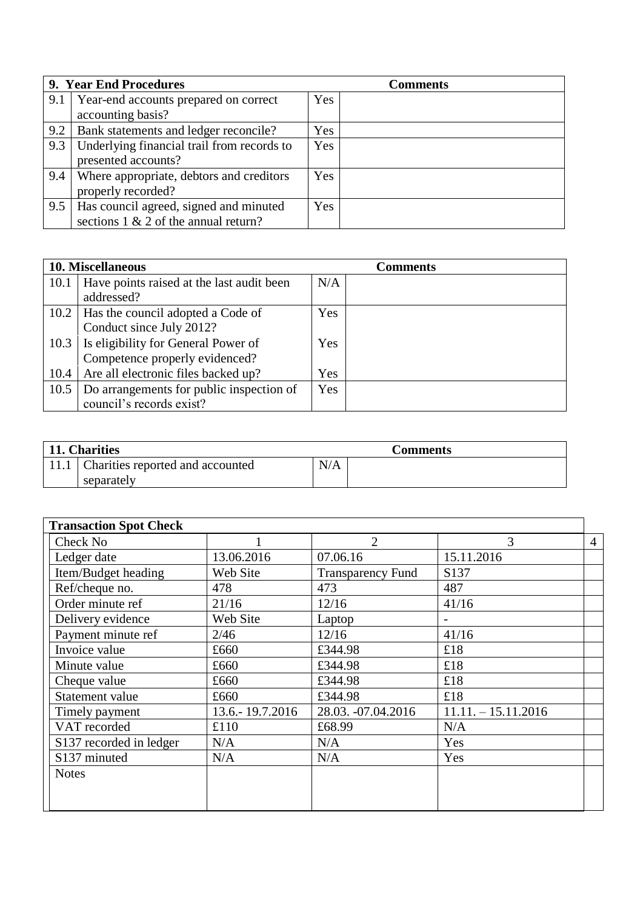| 9. Year End Procedures | | Comments |
|---|---|---|
| 9.1 Year-end accounts prepared on correct accounting basis? | Yes | |
| 9.2 Bank statements and ledger reconcile? | Yes | |
| 9.3 Underlying financial trail from records to presented accounts? | Yes | |
| 9.4 Where appropriate, debtors and creditors properly recorded? | Yes | |
| 9.5 Has council agreed, signed and minuted sections 1 & 2 of the annual return? | Yes | |

| 10. Miscellaneous | | Comments |
|---|---|---|
| 10.1 Have points raised at the last audit been addressed? | N/A | |
| 10.2 Has the council adopted a Code of Conduct since July 2012? | Yes | |
| 10.3 Is eligibility for General Power of Competence properly evidenced? | Yes | |
| 10.4 Are all electronic files backed up? | Yes | |
| 10.5 Do arrangements for public inspection of council's records exist? | Yes | |

| 11. Charities | | Comments |
|---|---|---|
| 11.1 Charities reported and accounted separately | N/A | |

| Transaction Spot Check | | | | |
|---|---|---|---|---|
| Check No | 1 | 2 | 3 | 4 |
| Ledger date | 13.06.2016 | 07.06.16 | 15.11.2016 | |
| Item/Budget heading | Web Site | Transparency Fund | S137 | |
| Ref/cheque no. | 478 | 473 | 487 | |
| Order minute ref | 21/16 | 12/16 | 41/16 | |
| Delivery evidence | Web Site | Laptop | - | |
| Payment minute ref | 2/46 | 12/16 | 41/16 | |
| Invoice value | £660 | £344.98 | £18 | |
| Minute value | £660 | £344.98 | £18 | |
| Cheque value | £660 | £344.98 | £18 | |
| Statement value | £660 | £344.98 | £18 | |
| Timely payment | 13.6.- 19.7.2016 | 28.03. -07.04.2016 | 11.11. – 15.11.2016 | |
| VAT recorded | £110 | £68.99 | N/A | |
| S137 recorded in ledger | N/A | N/A | Yes | |
| S137 minuted | N/A | N/A | Yes | |
| Notes | | | | |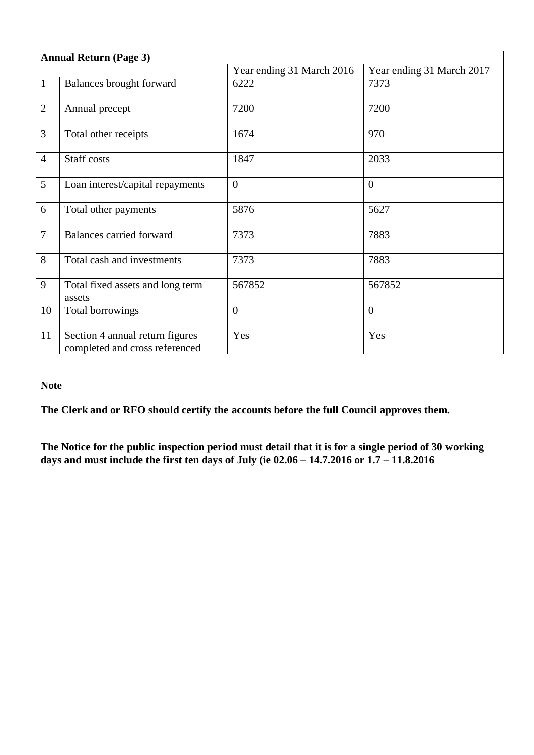| Annual Return (Page 3) | | | |
|---|---|---|---|
| | | Year ending 31 March 2016 | Year ending 31 March 2017 |
| 1 | Balances brought forward | 6222 | 7373 |
| 2 | Annual precept | 7200 | 7200 |
| 3 | Total other receipts | 1674 | 970 |
| 4 | Staff costs | 1847 | 2033 |
| 5 | Loan interest/capital repayments | 0 | 0 |
| 6 | Total other payments | 5876 | 5627 |
| 7 | Balances carried forward | 7373 | 7883 |
| 8 | Total cash and investments | 7373 | 7883 |
| 9 | Total fixed assets and long term assets | 567852 | 567852 |
| 10 | Total borrowings | 0 | 0 |
| 11 | Section 4 annual return figures completed and cross referenced | Yes | Yes |

**Note**

**The Clerk and or RFO should certify the accounts before the full Council approves them.**

**The Notice for the public inspection period must detail that it is for a single period of 30 working days and must include the first ten days of July (ie 02.06 – 14.7.2016 or 1.7 – 11.8.2016**